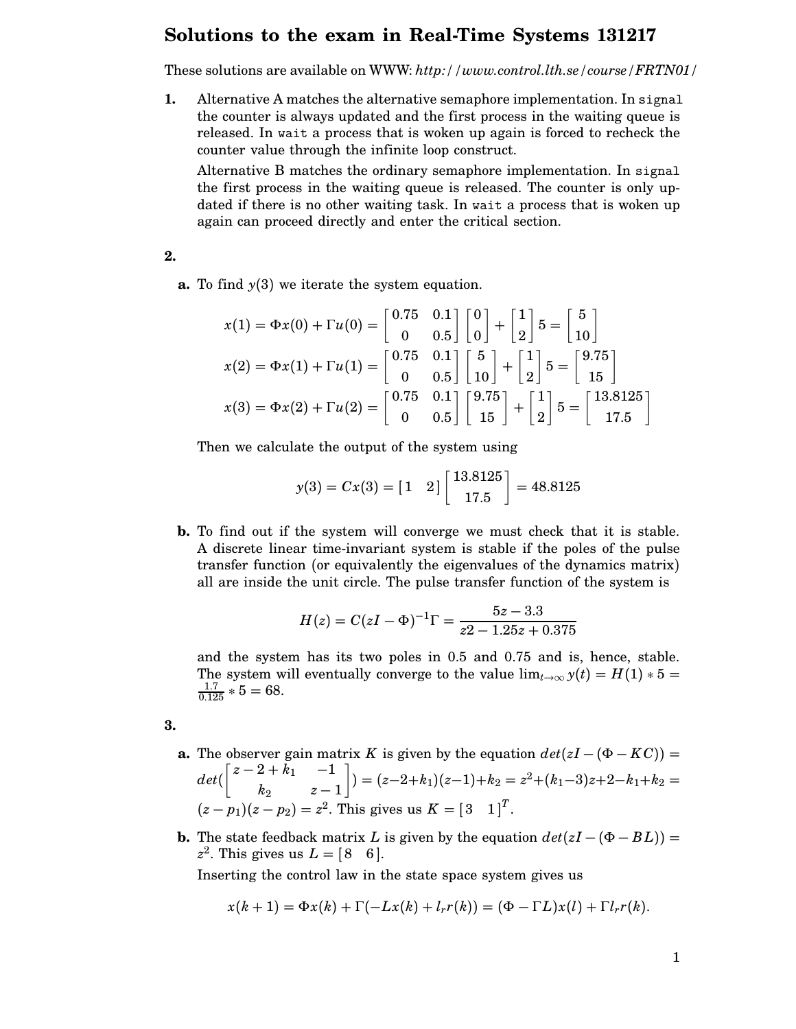# Solutions to the exam in Real-Time Systems 131217

These solutions are available on WWW: *http://www.control.lth.se/course/FRTN01/*

**1.** Alternative A matches the alternative semaphore implementation. In `signal` the counter is always updated and the first process in the waiting queue is released. In `wait` a process that is woken up again is forced to recheck the counter value through the infinite loop construct.

Alternative B matches the ordinary semaphore implementation. In `signal` the first process in the waiting queue is released. The counter is only updated if there is no other waiting task. In `wait` a process that is woken up again can proceed directly and enter the critical section.

**2.**

**a.** To find $y(3)$ we iterate the system equation.

$$x(1) = \Phi x(0) + \Gamma u(0) = \begin{bmatrix} 0.75 & 0.1 \\ 0 & 0.5 \end{bmatrix} \begin{bmatrix} 0 \\ 0 \end{bmatrix} + \begin{bmatrix} 1 \\ 2 \end{bmatrix} 5 = \begin{bmatrix} 5 \\ 10 \end{bmatrix}$$

$$x(2) = \Phi x(1) + \Gamma u(1) = \begin{bmatrix} 0.75 & 0.1 \\ 0 & 0.5 \end{bmatrix} \begin{bmatrix} 5 \\ 10 \end{bmatrix} + \begin{bmatrix} 1 \\ 2 \end{bmatrix} 5 = \begin{bmatrix} 9.75 \\ 15 \end{bmatrix}$$

$$x(3) = \Phi x(2) + \Gamma u(2) = \begin{bmatrix} 0.75 & 0.1 \\ 0 & 0.5 \end{bmatrix} \begin{bmatrix} 9.75 \\ 15 \end{bmatrix} + \begin{bmatrix} 1 \\ 2 \end{bmatrix} 5 = \begin{bmatrix} 13.8125 \\ 17.5 \end{bmatrix}$$

Then we calculate the output of the system using

$$y(3) = Cx(3) = \begin{bmatrix} 1 & 2 \end{bmatrix} \begin{bmatrix} 13.8125 \\ 17.5 \end{bmatrix} = 48.8125$$

**b.** To find out if the system will converge we must check that it is stable. A discrete linear time-invariant system is stable if the poles of the pulse transfer function (or equivalently the eigenvalues of the dynamics matrix) all are inside the unit circle. The pulse transfer function of the system is

$$H(z) = C(zI - \Phi)^{-1}\Gamma = \frac{5z - 3.3}{z2 - 1.25z + 0.375}$$

and the system has its two poles in 0.5 and 0.75 and is, hence, stable. The system will eventually converge to the value $\lim_{t\to\infty} y(t) = H(1) * 5 = \frac{1.7}{0.125} * 5 = 68$.

**3.**

**a.** The observer gain matrix $K$ is given by the equation $det(zI - (\Phi - KC)) = det(\begin{bmatrix} z - 2 + k_1 & -1 \\ k_2 & z - 1 \end{bmatrix}) = (z-2+k_1)(z-1)+k_2 = z^2+(k_1-3)z+2-k_1+k_2 = (z - p_1)(z - p_2) = z^2$. This gives us $K = [3 \quad 1]^T$.

**b.** The state feedback matrix $L$ is given by the equation $det(zI - (\Phi - BL)) = z^2$. This gives us $L = [8 \quad 6]$.

Inserting the control law in the state space system gives us

$$x(k+1) = \Phi x(k) + \Gamma(-Lx(k) + l_r r(k)) = (\Phi - \Gamma L)x(l) + \Gamma l_r r(k).$$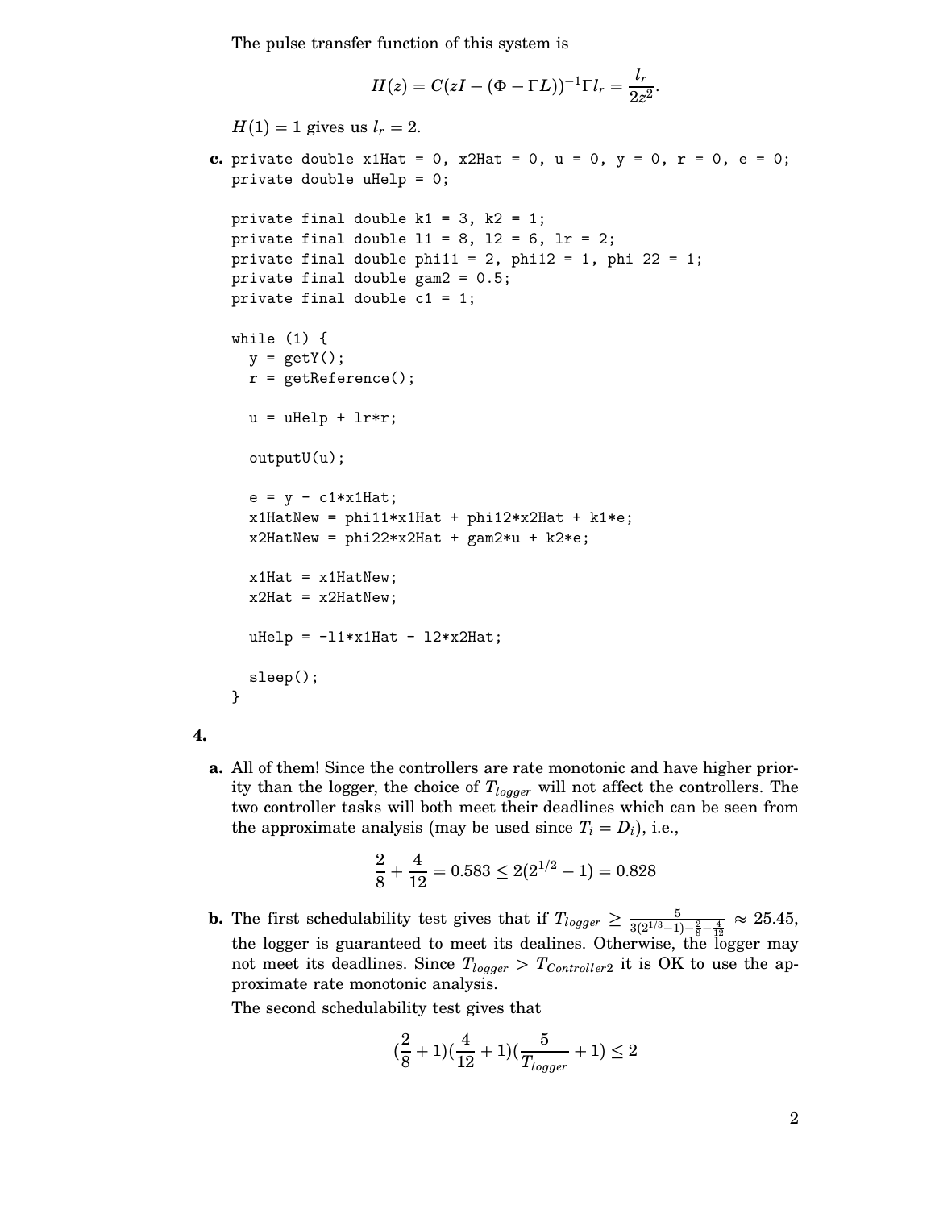The pulse transfer function of this system is

$$H(z) = C(zI - (\Phi - \Gamma L))^{-1}\Gamma l_r = \frac{l_r}{2z^2}.$$

$H(1) = 1$ gives us $l_r = 2$.

**c.**
```
private double x1Hat = 0, x2Hat = 0, u = 0, y = 0, r = 0, e = 0;
private double uHelp = 0;

private final double k1 = 3, k2 = 1;
private final double l1 = 8, l2 = 6, lr = 2;
private final double phi11 = 2, phi12 = 1, phi 22 = 1;
private final double gam2 = 0.5;
private final double c1 = 1;

while (1) {
  y = getY();
  r = getReference();

  u = uHelp + lr*r;

  outputU(u);

  e = y - c1*x1Hat;
  x1HatNew = phi11*x1Hat + phi12*x2Hat + k1*e;
  x2HatNew = phi22*x2Hat + gam2*u + k2*e;

  x1Hat = x1HatNew;
  x2Hat = x2HatNew;

  uHelp = -l1*x1Hat - l2*x2Hat;

  sleep();
}
```

**4.**

**a.** All of them! Since the controllers are rate monotonic and have higher priority than the logger, the choice of $T_{logger}$ will not affect the controllers. The two controller tasks will both meet their deadlines which can be seen from the approximate analysis (may be used since $T_i = D_i$), i.e.,

$$\frac{2}{8} + \frac{4}{12} = 0.583 \leq 2(2^{1/2} - 1) = 0.828$$

**b.** The first schedulability test gives that if $T_{logger} \geq \frac{5}{3(2^{1/3}-1)-\frac{2}{8}-\frac{4}{12}} \approx 25.45$, the logger is guaranteed to meet its dealines. Otherwise, the logger may not meet its deadlines. Since $T_{logger} > T_{Controller2}$ it is OK to use the approximate rate monotonic analysis.

The second schedulability test gives that

$$(\frac{2}{8}+1)(\frac{4}{12}+1)(\frac{5}{T_{logger}}+1) \leq 2$$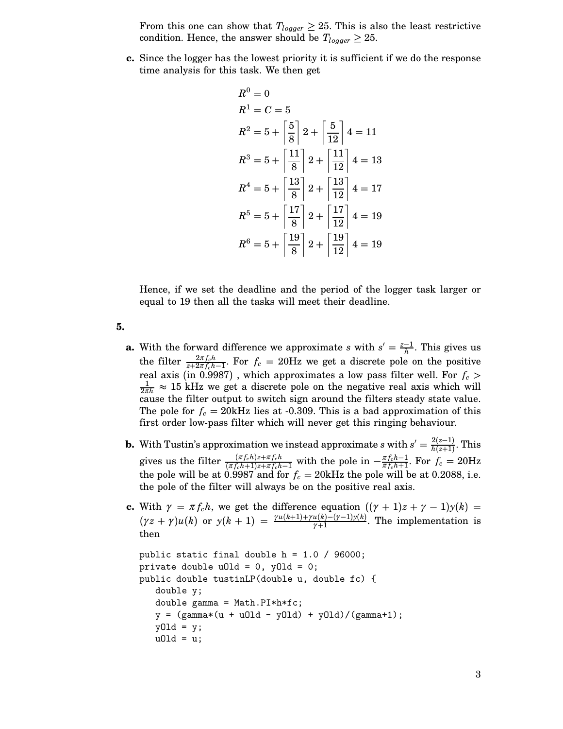From this one can show that $T_{logger} \geq 25$. This is also the least restrictive condition. Hence, the answer should be $T_{logger} \geq 25$.

**c.** Since the logger has the lowest priority it is sufficient if we do the response time analysis for this task. We then get

$$
\begin{aligned}
R^0 &= 0 \\
R^1 &= C = 5 \\
R^2 &= 5 + \left\lceil \frac{5}{8} \right\rceil 2 + \left\lceil \frac{5}{12} \right\rceil 4 = 11 \\
R^3 &= 5 + \left\lceil \frac{11}{8} \right\rceil 2 + \left\lceil \frac{11}{12} \right\rceil 4 = 13 \\
R^4 &= 5 + \left\lceil \frac{13}{8} \right\rceil 2 + \left\lceil \frac{13}{12} \right\rceil 4 = 17 \\
R^5 &= 5 + \left\lceil \frac{17}{8} \right\rceil 2 + \left\lceil \frac{17}{12} \right\rceil 4 = 19 \\
R^6 &= 5 + \left\lceil \frac{19}{8} \right\rceil 2 + \left\lceil \frac{19}{12} \right\rceil 4 = 19
\end{aligned}
$$

Hence, if we set the deadline and the period of the logger task larger or equal to 19 then all the tasks will meet their deadline.

**5.**

**a.** With the forward difference we approximate $s$ with $s' = \frac{z-1}{h}$. This gives us the filter $\frac{2\pi f_c h}{z + 2\pi f_c h - 1}$. For $f_c = 20$Hz we get a discrete pole on the positive real axis (in 0.9987) , which approximates a low pass filter well. For $f_c > \frac{1}{2\pi h} \approx 15$ kHz we get a discrete pole on the negative real axis which will cause the filter output to switch sign around the filters steady state value. The pole for $f_c = 20$kHz lies at -0.309. This is a bad approximation of this first order low-pass filter which will never get this ringing behaviour.

**b.** With Tustin's approximation we instead approximate $s$ with $s' = \frac{2(z-1)}{h(z+1)}$. This gives us the filter $\frac{(\pi f_c h)z + \pi f_c h}{(\pi f_c h + 1)z + \pi f_c h - 1}$ with the pole in $-\frac{\pi f_c h - 1}{\pi f_c h + 1}$. For $f_c = 20$Hz the pole will be at 0.9987 and for $f_c = 20$kHz the pole will be at 0.2088, i.e. the pole of the filter will always be on the positive real axis.

**c.** With $\gamma = \pi f_c h$, we get the difference equation $((\gamma + 1)z + \gamma - 1)y(k) = (\gamma z + \gamma)u(k)$ or $y(k+1) = \frac{\gamma u(k+1) + \gamma u(k) - (\gamma - 1)y(k)}{\gamma + 1}$. The implementation is then

```
public static final double h = 1.0 / 96000;
private double uOld = 0, yOld = 0;
public double tustinLP(double u, double fc) {
   double y;
   double gamma = Math.PI*h*fc;
   y = (gamma*(u + uOld - yOld) + yOld)/(gamma+1);
   yOld = y;
   uOld = u;
```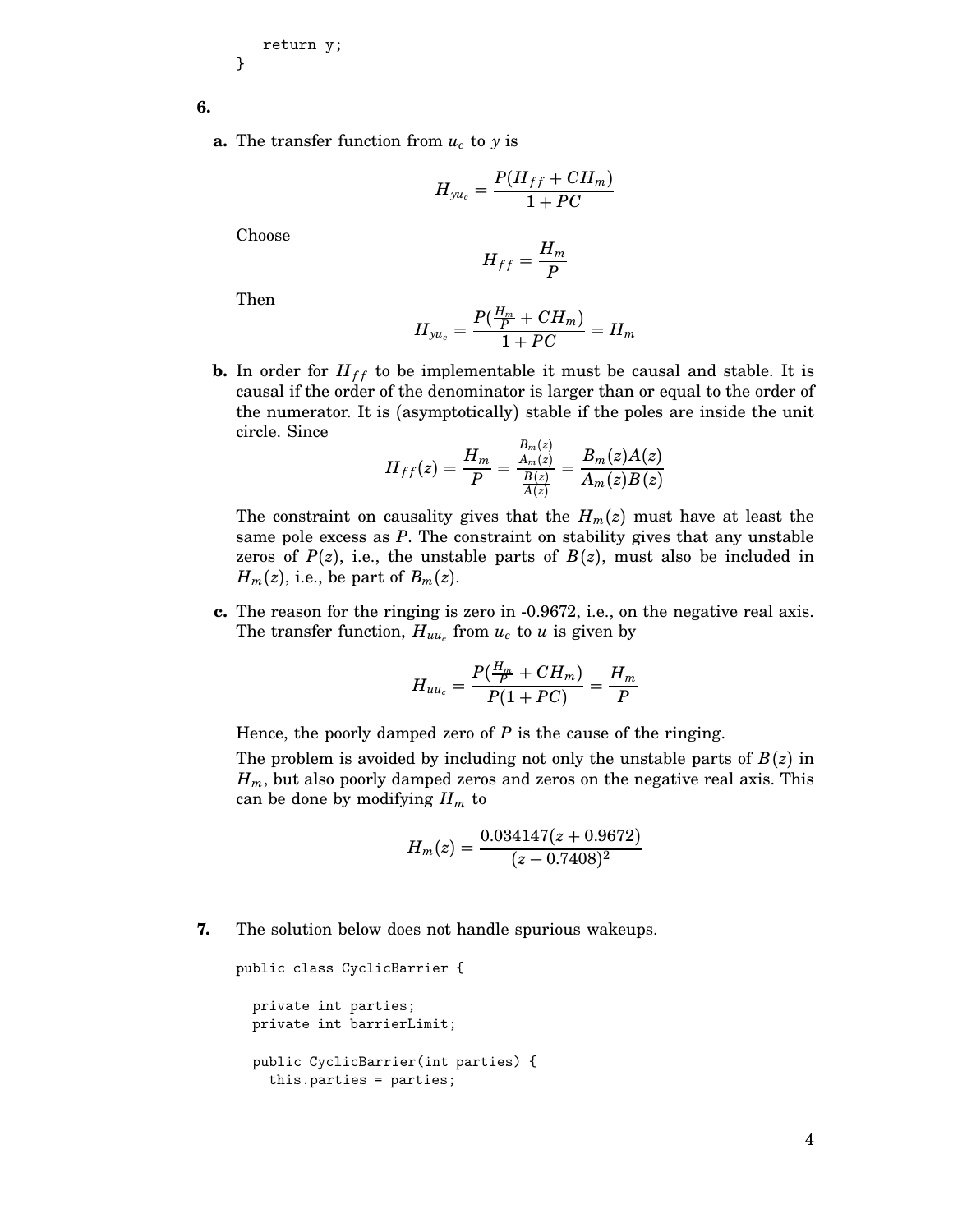```
    return y;
}
```

**6.**

**a.** The transfer function from $u_c$ to $y$ is

$$H_{yu_c} = \frac{P(H_{ff} + CH_m)}{1 + PC}$$

Choose

$$H_{ff} = \frac{H_m}{P}$$

Then

$$H_{yu_c} = \frac{P(\frac{H_m}{P} + CH_m)}{1 + PC} = H_m$$

**b.** In order for $H_{ff}$ to be implementable it must be causal and stable. It is causal if the order of the denominator is larger than or equal to the order of the numerator. It is (asymptotically) stable if the poles are inside the unit circle. Since

$$H_{ff}(z) = \frac{H_m}{P} = \frac{\frac{B_m(z)}{A_m(z)}}{\frac{B(z)}{A(z)}} = \frac{B_m(z)A(z)}{A_m(z)B(z)}$$

The constraint on causality gives that the $H_m(z)$ must have at least the same pole excess as $P$. The constraint on stability gives that any unstable zeros of $P(z)$, i.e., the unstable parts of $B(z)$, must also be included in $H_m(z)$, i.e., be part of $B_m(z)$.

**c.** The reason for the ringing is zero in -0.9672, i.e., on the negative real axis. The transfer function, $H_{uu_c}$ from $u_c$ to $u$ is given by

$$H_{uu_c} = \frac{P(\frac{H_m}{P} + CH_m)}{P(1 + PC)} = \frac{H_m}{P}$$

Hence, the poorly damped zero of $P$ is the cause of the ringing.

The problem is avoided by including not only the unstable parts of $B(z)$ in $H_m$, but also poorly damped zeros and zeros on the negative real axis. This can be done by modifying $H_m$ to

$$H_m(z) = \frac{0.034147(z + 0.9672)}{(z - 0.7408)^2}$$

**7.** The solution below does not handle spurious wakeups.

```
public class CyclicBarrier {

  private int parties;
  private int barrierLimit;

  public CyclicBarrier(int parties) {
    this.parties = parties;
```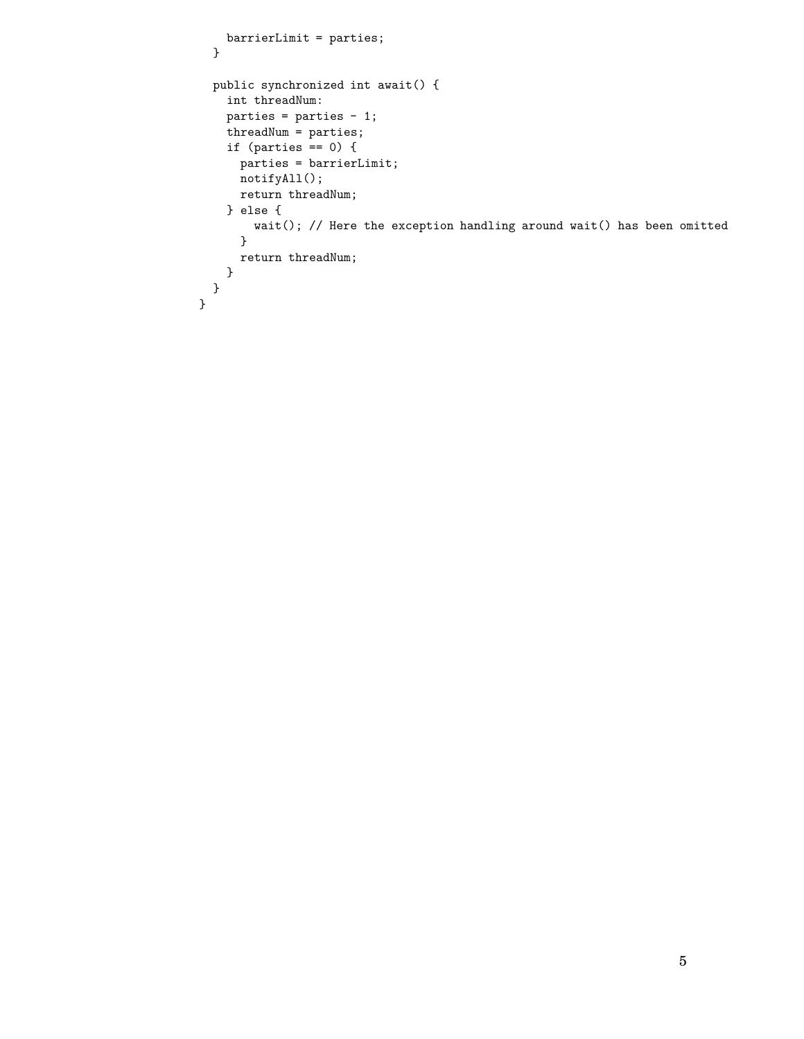```
    barrierLimit = parties;
  }

  public synchronized int await() {
    int threadNum:
    parties = parties - 1;
    threadNum = parties;
    if (parties == 0) {
      parties = barrierLimit;
      notifyAll();
      return threadNum;
    } else {
        wait(); // Here the exception handling around wait() has been omitted
      }
      return threadNum;
    }
  }
}
```